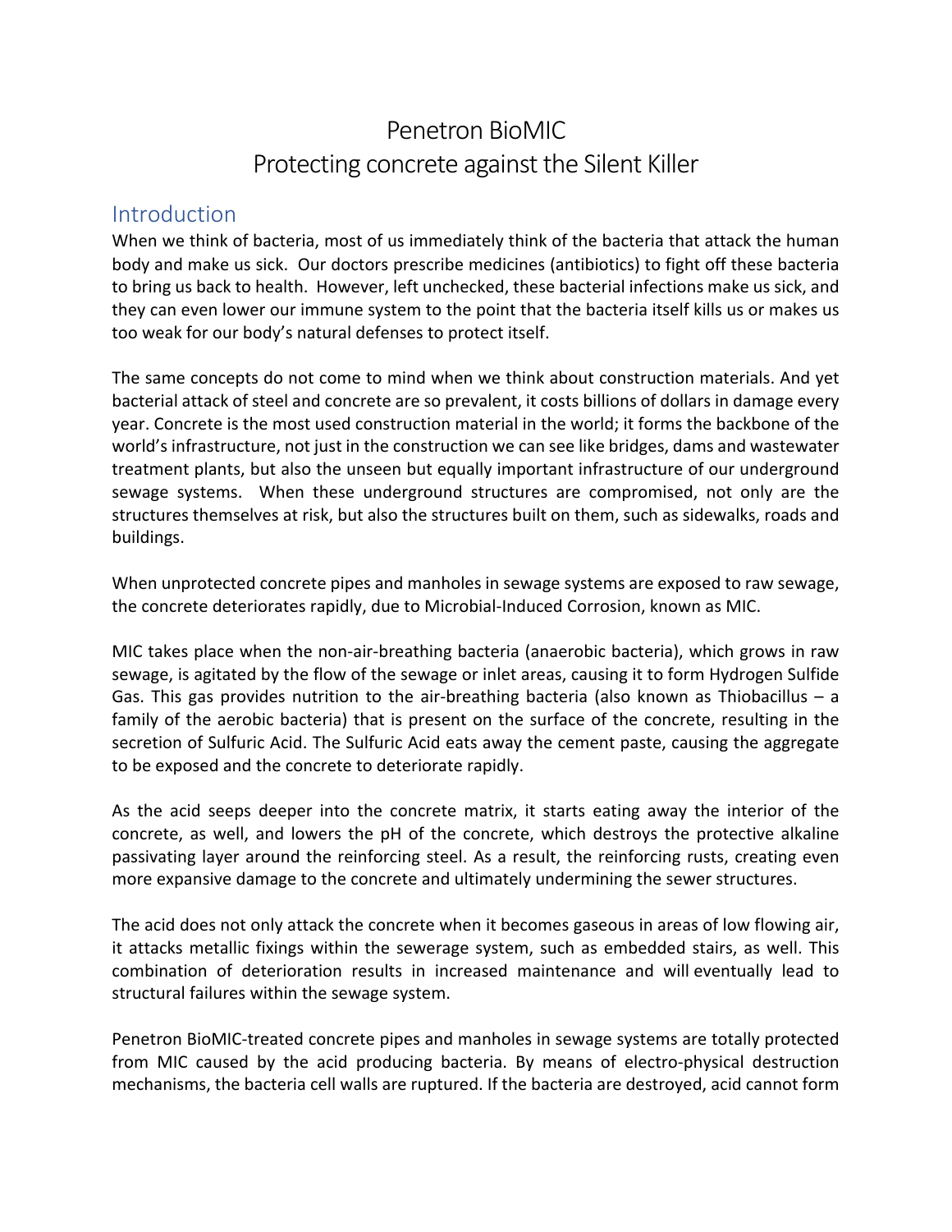# Penetron BioMIC
# Protecting concrete against the Silent Killer

## Introduction

When we think of bacteria, most of us immediately think of the bacteria that attack the human body and make us sick. Our doctors prescribe medicines (antibiotics) to fight off these bacteria to bring us back to health. However, left unchecked, these bacterial infections make us sick, and they can even lower our immune system to the point that the bacteria itself kills us or makes us too weak for our body's natural defenses to protect itself.

The same concepts do not come to mind when we think about construction materials. And yet bacterial attack of steel and concrete are so prevalent, it costs billions of dollars in damage every year. Concrete is the most used construction material in the world; it forms the backbone of the world's infrastructure, not just in the construction we can see like bridges, dams and wastewater treatment plants, but also the unseen but equally important infrastructure of our underground sewage systems. When these underground structures are compromised, not only are the structures themselves at risk, but also the structures built on them, such as sidewalks, roads and buildings.

When unprotected concrete pipes and manholes in sewage systems are exposed to raw sewage, the concrete deteriorates rapidly, due to Microbial-Induced Corrosion, known as MIC.

MIC takes place when the non-air-breathing bacteria (anaerobic bacteria), which grows in raw sewage, is agitated by the flow of the sewage or inlet areas, causing it to form Hydrogen Sulfide Gas. This gas provides nutrition to the air-breathing bacteria (also known as Thiobacillus – a family of the aerobic bacteria) that is present on the surface of the concrete, resulting in the secretion of Sulfuric Acid. The Sulfuric Acid eats away the cement paste, causing the aggregate to be exposed and the concrete to deteriorate rapidly.

As the acid seeps deeper into the concrete matrix, it starts eating away the interior of the concrete, as well, and lowers the pH of the concrete, which destroys the protective alkaline passivating layer around the reinforcing steel. As a result, the reinforcing rusts, creating even more expansive damage to the concrete and ultimately undermining the sewer structures.

The acid does not only attack the concrete when it becomes gaseous in areas of low flowing air, it attacks metallic fixings within the sewerage system, such as embedded stairs, as well. This combination of deterioration results in increased maintenance and will eventually lead to structural failures within the sewage system.

Penetron BioMIC-treated concrete pipes and manholes in sewage systems are totally protected from MIC caused by the acid producing bacteria. By means of electro-physical destruction mechanisms, the bacteria cell walls are ruptured. If the bacteria are destroyed, acid cannot form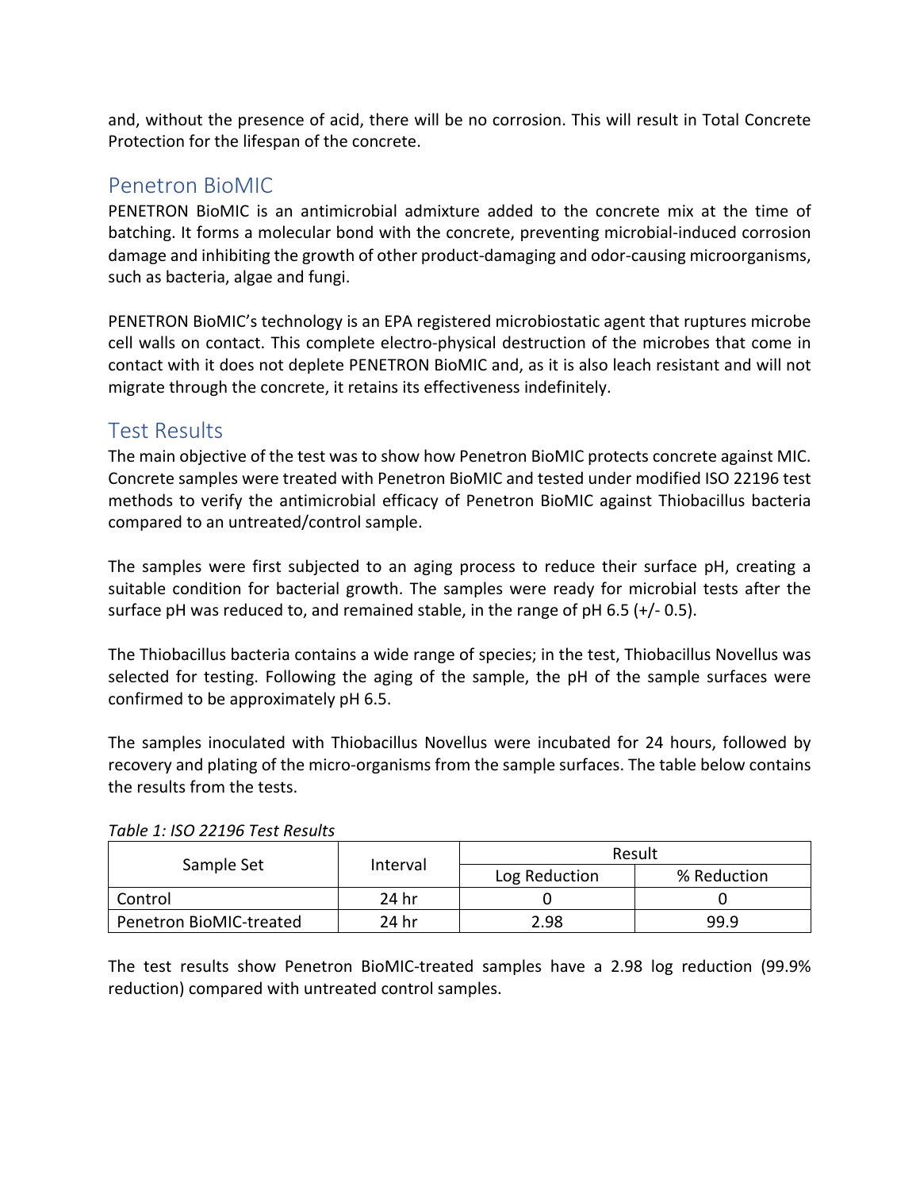and, without the presence of acid, there will be no corrosion. This will result in Total Concrete Protection for the lifespan of the concrete.

## Penetron BioMIC

PENETRON BioMIC is an antimicrobial admixture added to the concrete mix at the time of batching. It forms a molecular bond with the concrete, preventing microbial-induced corrosion damage and inhibiting the growth of other product-damaging and odor-causing microorganisms, such as bacteria, algae and fungi.

PENETRON BioMIC's technology is an EPA registered microbiostatic agent that ruptures microbe cell walls on contact. This complete electro-physical destruction of the microbes that come in contact with it does not deplete PENETRON BioMIC and, as it is also leach resistant and will not migrate through the concrete, it retains its effectiveness indefinitely.

## Test Results

The main objective of the test was to show how Penetron BioMIC protects concrete against MIC. Concrete samples were treated with Penetron BioMIC and tested under modified ISO 22196 test methods to verify the antimicrobial efficacy of Penetron BioMIC against Thiobacillus bacteria compared to an untreated/control sample.

The samples were first subjected to an aging process to reduce their surface pH, creating a suitable condition for bacterial growth. The samples were ready for microbial tests after the surface pH was reduced to, and remained stable, in the range of pH 6.5 (+/- 0.5).

The Thiobacillus bacteria contains a wide range of species; in the test, Thiobacillus Novellus was selected for testing. Following the aging of the sample, the pH of the sample surfaces were confirmed to be approximately pH 6.5.

The samples inoculated with Thiobacillus Novellus were incubated for 24 hours, followed by recovery and plating of the micro-organisms from the sample surfaces. The table below contains the results from the tests.

*Table 1: ISO 22196 Test Results*

| Sample Set | Interval | Result | |
|---|---|---|---|
| | | Log Reduction | % Reduction |
| Control | 24 hr | 0 | 0 |
| Penetron BioMIC-treated | 24 hr | 2.98 | 99.9 |

The test results show Penetron BioMIC-treated samples have a 2.98 log reduction (99.9% reduction) compared with untreated control samples.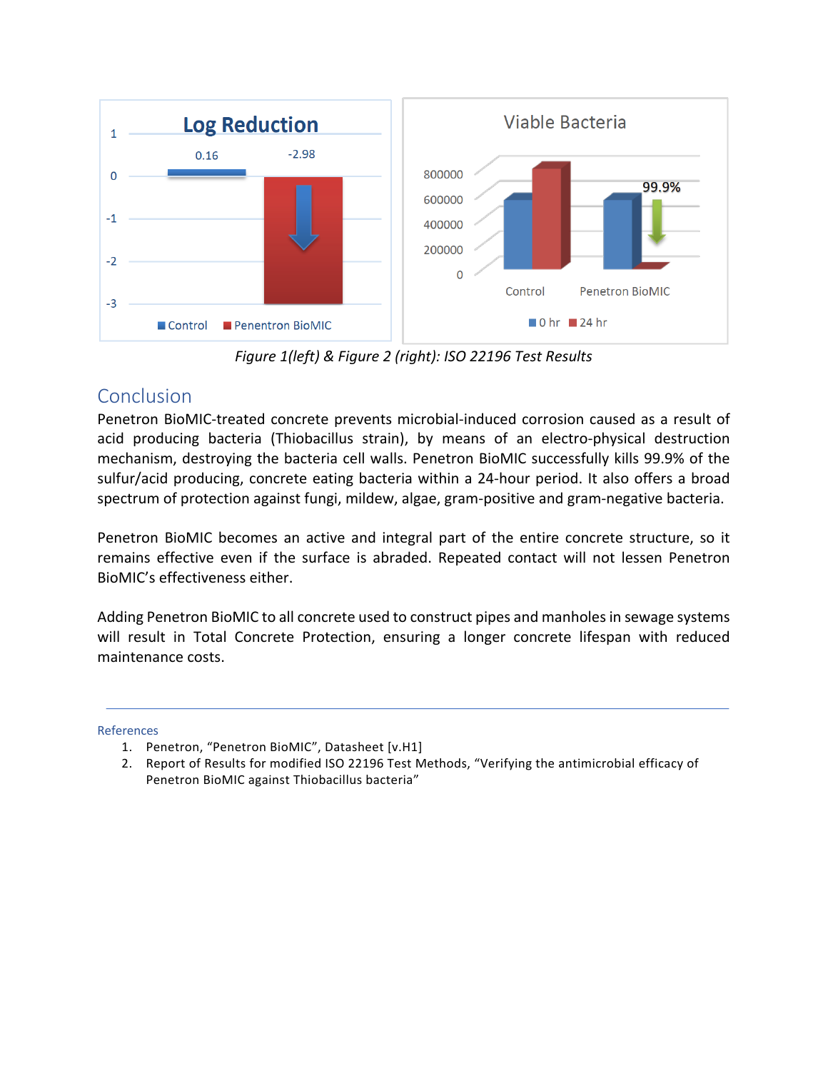Log Reduction

1
0
-1
-2
-3

0.16
-2.98

Control
Penentron BioMIC

Viable Bacteria

800000
600000
400000
200000
0

99.9%

Control
Penetron BioMIC

0 hr
24 hr

*Figure 1(left) & Figure 2 (right): ISO 22196 Test Results*

## Conclusion

Penetron BioMIC-treated concrete prevents microbial-induced corrosion caused as a result of acid producing bacteria (Thiobacillus strain), by means of an electro-physical destruction mechanism, destroying the bacteria cell walls. Penetron BioMIC successfully kills 99.9% of the sulfur/acid producing, concrete eating bacteria within a 24-hour period. It also offers a broad spectrum of protection against fungi, mildew, algae, gram-positive and gram-negative bacteria.

Penetron BioMIC becomes an active and integral part of the entire concrete structure, so it remains effective even if the surface is abraded. Repeated contact will not lessen Penetron BioMIC's effectiveness either.

Adding Penetron BioMIC to all concrete used to construct pipes and manholes in sewage systems will result in Total Concrete Protection, ensuring a longer concrete lifespan with reduced maintenance costs.

---

References

1. Penetron, "Penetron BioMIC", Datasheet [v.H1]
2. Report of Results for modified ISO 22196 Test Methods, "Verifying the antimicrobial efficacy of Penetron BioMIC against Thiobacillus bacteria"